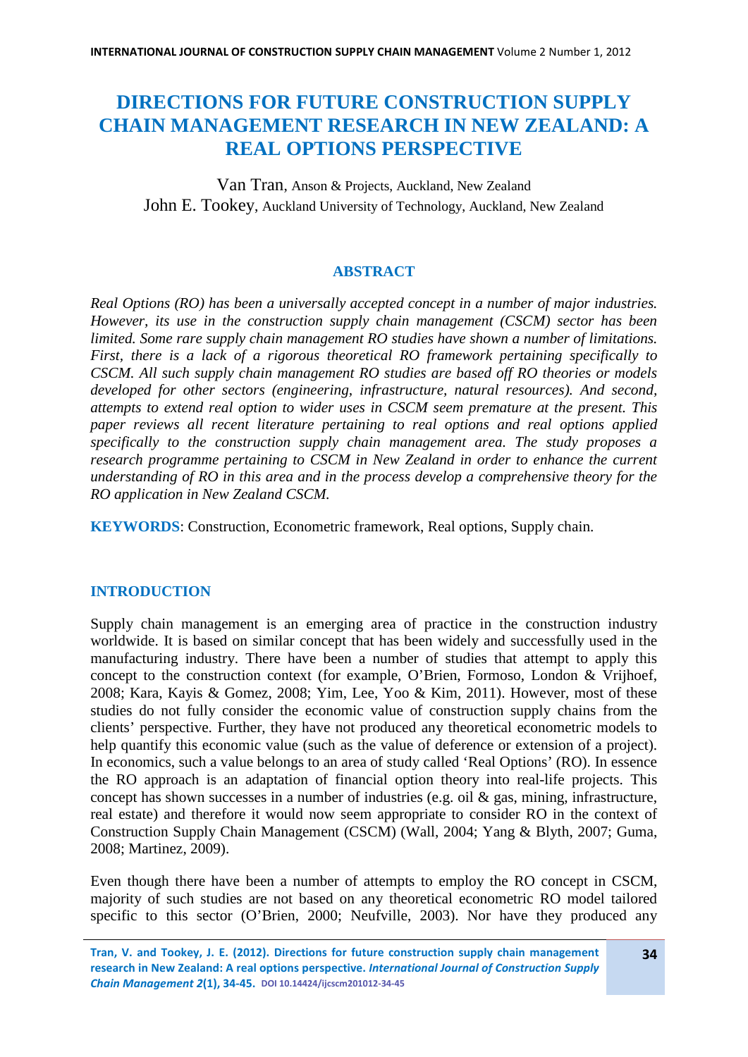# DIRECTIONS FOR FUTURE CONSTRUCTION SUPPLY CHAIN MANAGEMENT RESEARCH IN NEW ZEALAND: A REAL OPTIONS PERSPECTIVE

Van Tran, Anson & Projects, Auckland, New Zealand
John E. Tookey, Auckland University of Technology, Auckland, New Zealand

## ABSTRACT

*Real Options (RO) has been a universally accepted concept in a number of major industries. However, its use in the construction supply chain management (CSCM) sector has been limited. Some rare supply chain management RO studies have shown a number of limitations. First, there is a lack of a rigorous theoretical RO framework pertaining specifically to CSCM. All such supply chain management RO studies are based off RO theories or models developed for other sectors (engineering, infrastructure, natural resources). And second, attempts to extend real option to wider uses in CSCM seem premature at the present. This paper reviews all recent literature pertaining to real options and real options applied specifically to the construction supply chain management area. The study proposes a research programme pertaining to CSCM in New Zealand in order to enhance the current understanding of RO in this area and in the process develop a comprehensive theory for the RO application in New Zealand CSCM.*

**KEYWORDS**: Construction, Econometric framework, Real options, Supply chain.

## INTRODUCTION

Supply chain management is an emerging area of practice in the construction industry worldwide. It is based on similar concept that has been widely and successfully used in the manufacturing industry. There have been a number of studies that attempt to apply this concept to the construction context (for example, O'Brien, Formoso, London & Vrijhoef, 2008; Kara, Kayis & Gomez, 2008; Yim, Lee, Yoo & Kim, 2011). However, most of these studies do not fully consider the economic value of construction supply chains from the clients' perspective. Further, they have not produced any theoretical econometric models to help quantify this economic value (such as the value of deference or extension of a project). In economics, such a value belongs to an area of study called 'Real Options' (RO). In essence the RO approach is an adaptation of financial option theory into real-life projects. This concept has shown successes in a number of industries (e.g. oil & gas, mining, infrastructure, real estate) and therefore it would now seem appropriate to consider RO in the context of Construction Supply Chain Management (CSCM) (Wall, 2004; Yang & Blyth, 2007; Guma, 2008; Martinez, 2009).

Even though there have been a number of attempts to employ the RO concept in CSCM, majority of such studies are not based on any theoretical econometric RO model tailored specific to this sector (O'Brien, 2000; Neufville, 2003). Nor have they produced any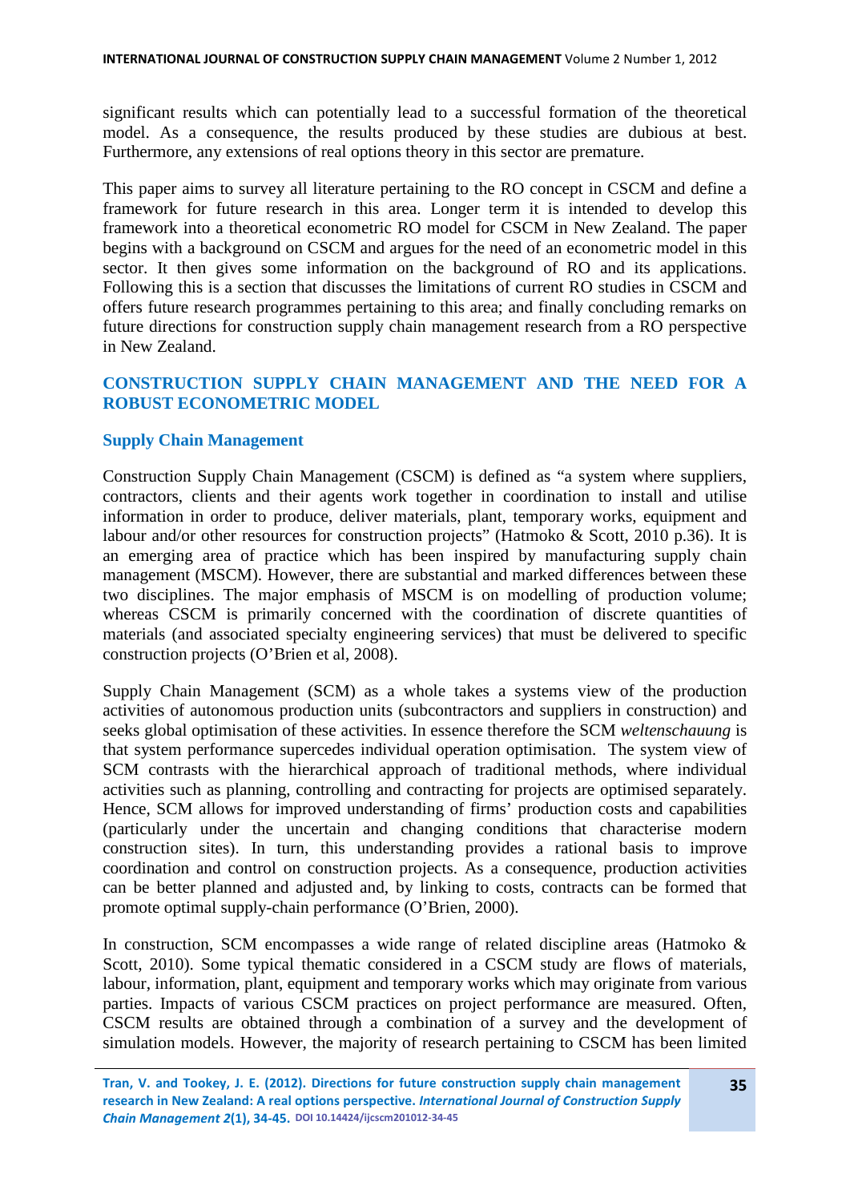significant results which can potentially lead to a successful formation of the theoretical model. As a consequence, the results produced by these studies are dubious at best. Furthermore, any extensions of real options theory in this sector are premature.

This paper aims to survey all literature pertaining to the RO concept in CSCM and define a framework for future research in this area. Longer term it is intended to develop this framework into a theoretical econometric RO model for CSCM in New Zealand. The paper begins with a background on CSCM and argues for the need of an econometric model in this sector. It then gives some information on the background of RO and its applications. Following this is a section that discusses the limitations of current RO studies in CSCM and offers future research programmes pertaining to this area; and finally concluding remarks on future directions for construction supply chain management research from a RO perspective in New Zealand.

## CONSTRUCTION SUPPLY CHAIN MANAGEMENT AND THE NEED FOR A ROBUST ECONOMETRIC MODEL

### Supply Chain Management

Construction Supply Chain Management (CSCM) is defined as "a system where suppliers, contractors, clients and their agents work together in coordination to install and utilise information in order to produce, deliver materials, plant, temporary works, equipment and labour and/or other resources for construction projects" (Hatmoko & Scott, 2010 p.36). It is an emerging area of practice which has been inspired by manufacturing supply chain management (MSCM). However, there are substantial and marked differences between these two disciplines. The major emphasis of MSCM is on modelling of production volume; whereas CSCM is primarily concerned with the coordination of discrete quantities of materials (and associated specialty engineering services) that must be delivered to specific construction projects (O'Brien et al, 2008).

Supply Chain Management (SCM) as a whole takes a systems view of the production activities of autonomous production units (subcontractors and suppliers in construction) and seeks global optimisation of these activities. In essence therefore the SCM *weltenschauung* is that system performance supercedes individual operation optimisation. The system view of SCM contrasts with the hierarchical approach of traditional methods, where individual activities such as planning, controlling and contracting for projects are optimised separately. Hence, SCM allows for improved understanding of firms' production costs and capabilities (particularly under the uncertain and changing conditions that characterise modern construction sites). In turn, this understanding provides a rational basis to improve coordination and control on construction projects. As a consequence, production activities can be better planned and adjusted and, by linking to costs, contracts can be formed that promote optimal supply-chain performance (O'Brien, 2000).

In construction, SCM encompasses a wide range of related discipline areas (Hatmoko & Scott, 2010). Some typical thematic considered in a CSCM study are flows of materials, labour, information, plant, equipment and temporary works which may originate from various parties. Impacts of various CSCM practices on project performance are measured. Often, CSCM results are obtained through a combination of a survey and the development of simulation models. However, the majority of research pertaining to CSCM has been limited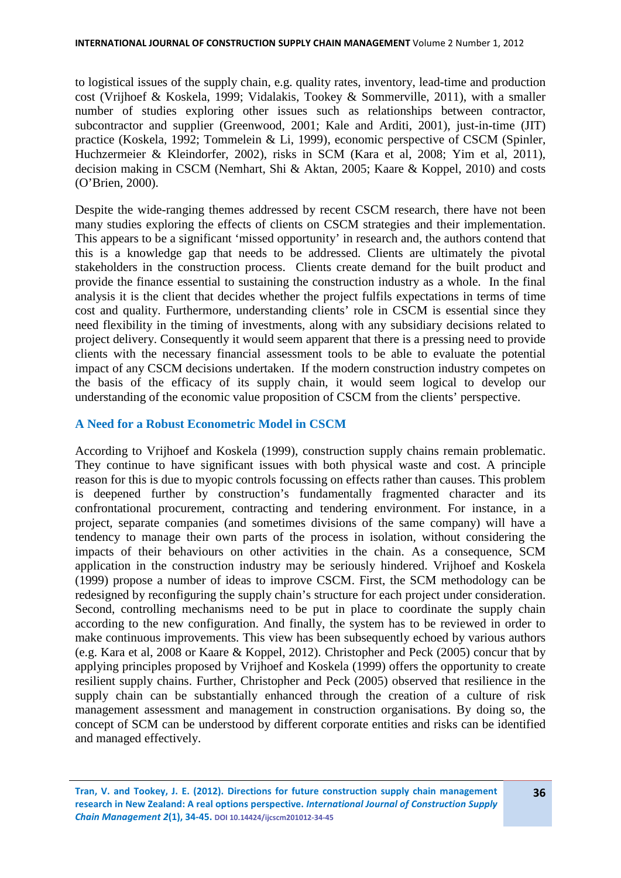to logistical issues of the supply chain, e.g. quality rates, inventory, lead-time and production cost (Vrijhoef & Koskela, 1999; Vidalakis, Tookey & Sommerville, 2011), with a smaller number of studies exploring other issues such as relationships between contractor, subcontractor and supplier (Greenwood, 2001; Kale and Arditi, 2001), just-in-time (JIT) practice (Koskela, 1992; Tommelein & Li, 1999), economic perspective of CSCM (Spinler, Huchzermeier & Kleindorfer, 2002), risks in SCM (Kara et al, 2008; Yim et al, 2011), decision making in CSCM (Nemhart, Shi & Aktan, 2005; Kaare & Koppel, 2010) and costs (O'Brien, 2000).

Despite the wide-ranging themes addressed by recent CSCM research, there have not been many studies exploring the effects of clients on CSCM strategies and their implementation. This appears to be a significant 'missed opportunity' in research and, the authors contend that this is a knowledge gap that needs to be addressed. Clients are ultimately the pivotal stakeholders in the construction process. Clients create demand for the built product and provide the finance essential to sustaining the construction industry as a whole. In the final analysis it is the client that decides whether the project fulfils expectations in terms of time cost and quality. Furthermore, understanding clients' role in CSCM is essential since they need flexibility in the timing of investments, along with any subsidiary decisions related to project delivery. Consequently it would seem apparent that there is a pressing need to provide clients with the necessary financial assessment tools to be able to evaluate the potential impact of any CSCM decisions undertaken. If the modern construction industry competes on the basis of the efficacy of its supply chain, it would seem logical to develop our understanding of the economic value proposition of CSCM from the clients' perspective.

## A Need for a Robust Econometric Model in CSCM

According to Vrijhoef and Koskela (1999), construction supply chains remain problematic. They continue to have significant issues with both physical waste and cost. A principle reason for this is due to myopic controls focussing on effects rather than causes. This problem is deepened further by construction's fundamentally fragmented character and its confrontational procurement, contracting and tendering environment. For instance, in a project, separate companies (and sometimes divisions of the same company) will have a tendency to manage their own parts of the process in isolation, without considering the impacts of their behaviours on other activities in the chain. As a consequence, SCM application in the construction industry may be seriously hindered. Vrijhoef and Koskela (1999) propose a number of ideas to improve CSCM. First, the SCM methodology can be redesigned by reconfiguring the supply chain's structure for each project under consideration. Second, controlling mechanisms need to be put in place to coordinate the supply chain according to the new configuration. And finally, the system has to be reviewed in order to make continuous improvements. This view has been subsequently echoed by various authors (e.g. Kara et al, 2008 or Kaare & Koppel, 2012). Christopher and Peck (2005) concur that by applying principles proposed by Vrijhoef and Koskela (1999) offers the opportunity to create resilient supply chains. Further, Christopher and Peck (2005) observed that resilience in the supply chain can be substantially enhanced through the creation of a culture of risk management assessment and management in construction organisations. By doing so, the concept of SCM can be understood by different corporate entities and risks can be identified and managed effectively.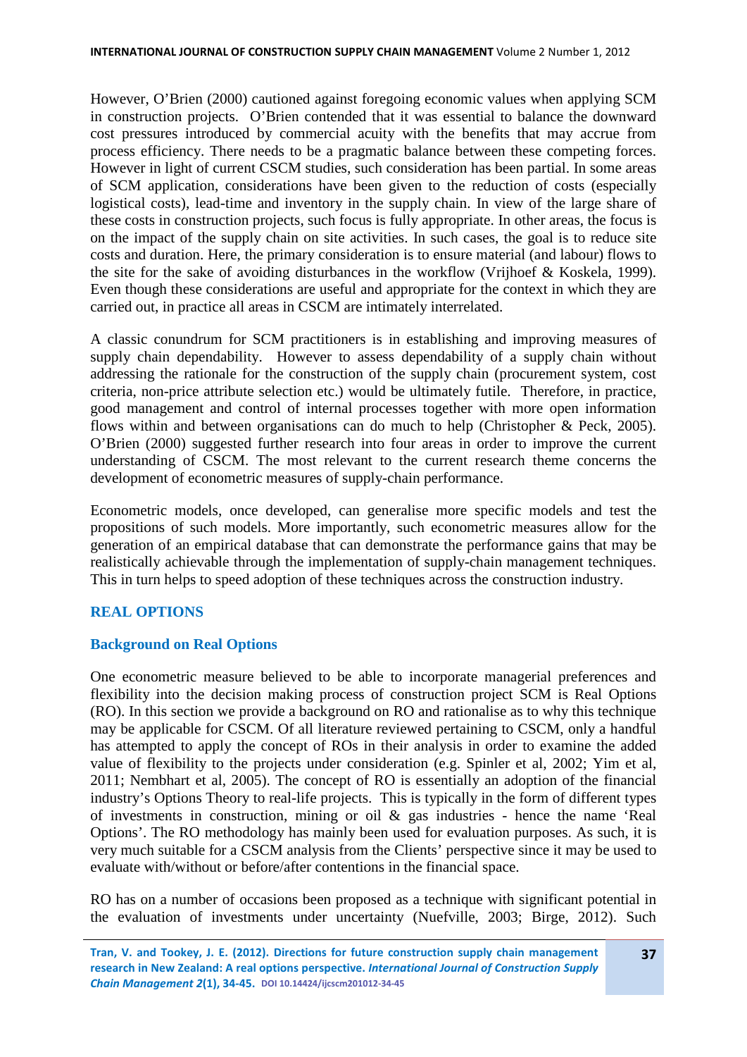However, O'Brien (2000) cautioned against foregoing economic values when applying SCM in construction projects. O'Brien contended that it was essential to balance the downward cost pressures introduced by commercial acuity with the benefits that may accrue from process efficiency. There needs to be a pragmatic balance between these competing forces. However in light of current CSCM studies, such consideration has been partial. In some areas of SCM application, considerations have been given to the reduction of costs (especially logistical costs), lead-time and inventory in the supply chain. In view of the large share of these costs in construction projects, such focus is fully appropriate. In other areas, the focus is on the impact of the supply chain on site activities. In such cases, the goal is to reduce site costs and duration. Here, the primary consideration is to ensure material (and labour) flows to the site for the sake of avoiding disturbances in the workflow (Vrijhoef & Koskela, 1999). Even though these considerations are useful and appropriate for the context in which they are carried out, in practice all areas in CSCM are intimately interrelated.

A classic conundrum for SCM practitioners is in establishing and improving measures of supply chain dependability. However to assess dependability of a supply chain without addressing the rationale for the construction of the supply chain (procurement system, cost criteria, non-price attribute selection etc.) would be ultimately futile. Therefore, in practice, good management and control of internal processes together with more open information flows within and between organisations can do much to help (Christopher & Peck, 2005). O'Brien (2000) suggested further research into four areas in order to improve the current understanding of CSCM. The most relevant to the current research theme concerns the development of econometric measures of supply-chain performance.

Econometric models, once developed, can generalise more specific models and test the propositions of such models. More importantly, such econometric measures allow for the generation of an empirical database that can demonstrate the performance gains that may be realistically achievable through the implementation of supply-chain management techniques. This in turn helps to speed adoption of these techniques across the construction industry.

## REAL OPTIONS

### Background on Real Options

One econometric measure believed to be able to incorporate managerial preferences and flexibility into the decision making process of construction project SCM is Real Options (RO). In this section we provide a background on RO and rationalise as to why this technique may be applicable for CSCM. Of all literature reviewed pertaining to CSCM, only a handful has attempted to apply the concept of ROs in their analysis in order to examine the added value of flexibility to the projects under consideration (e.g. Spinler et al, 2002; Yim et al, 2011; Nembhart et al, 2005). The concept of RO is essentially an adoption of the financial industry's Options Theory to real-life projects. This is typically in the form of different types of investments in construction, mining or oil & gas industries - hence the name 'Real Options'. The RO methodology has mainly been used for evaluation purposes. As such, it is very much suitable for a CSCM analysis from the Clients' perspective since it may be used to evaluate with/without or before/after contentions in the financial space.

RO has on a number of occasions been proposed as a technique with significant potential in the evaluation of investments under uncertainty (Nuefville, 2003; Birge, 2012). Such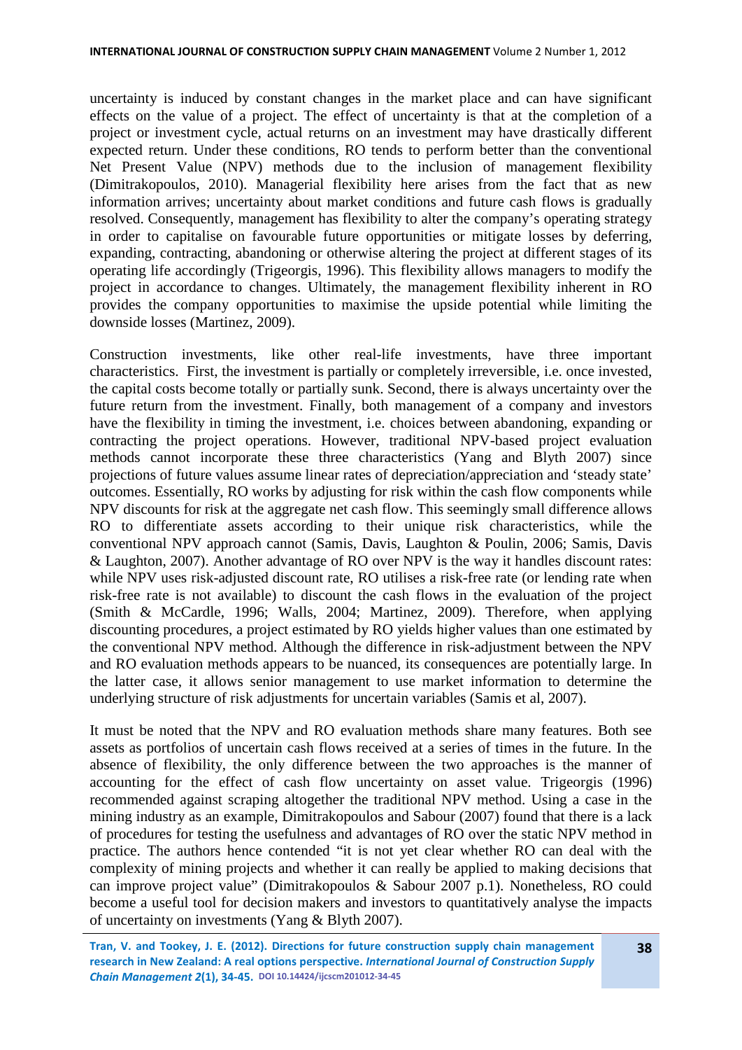uncertainty is induced by constant changes in the market place and can have significant effects on the value of a project. The effect of uncertainty is that at the completion of a project or investment cycle, actual returns on an investment may have drastically different expected return. Under these conditions, RO tends to perform better than the conventional Net Present Value (NPV) methods due to the inclusion of management flexibility (Dimitrakopoulos, 2010). Managerial flexibility here arises from the fact that as new information arrives; uncertainty about market conditions and future cash flows is gradually resolved. Consequently, management has flexibility to alter the company's operating strategy in order to capitalise on favourable future opportunities or mitigate losses by deferring, expanding, contracting, abandoning or otherwise altering the project at different stages of its operating life accordingly (Trigeorgis, 1996). This flexibility allows managers to modify the project in accordance to changes. Ultimately, the management flexibility inherent in RO provides the company opportunities to maximise the upside potential while limiting the downside losses (Martinez, 2009).

Construction investments, like other real-life investments, have three important characteristics. First, the investment is partially or completely irreversible, i.e. once invested, the capital costs become totally or partially sunk. Second, there is always uncertainty over the future return from the investment. Finally, both management of a company and investors have the flexibility in timing the investment, i.e. choices between abandoning, expanding or contracting the project operations. However, traditional NPV-based project evaluation methods cannot incorporate these three characteristics (Yang and Blyth 2007) since projections of future values assume linear rates of depreciation/appreciation and 'steady state' outcomes. Essentially, RO works by adjusting for risk within the cash flow components while NPV discounts for risk at the aggregate net cash flow. This seemingly small difference allows RO to differentiate assets according to their unique risk characteristics, while the conventional NPV approach cannot (Samis, Davis, Laughton & Poulin, 2006; Samis, Davis & Laughton, 2007). Another advantage of RO over NPV is the way it handles discount rates: while NPV uses risk-adjusted discount rate, RO utilises a risk-free rate (or lending rate when risk-free rate is not available) to discount the cash flows in the evaluation of the project (Smith & McCardle, 1996; Walls, 2004; Martinez, 2009). Therefore, when applying discounting procedures, a project estimated by RO yields higher values than one estimated by the conventional NPV method. Although the difference in risk-adjustment between the NPV and RO evaluation methods appears to be nuanced, its consequences are potentially large. In the latter case, it allows senior management to use market information to determine the underlying structure of risk adjustments for uncertain variables (Samis et al, 2007).

It must be noted that the NPV and RO evaluation methods share many features. Both see assets as portfolios of uncertain cash flows received at a series of times in the future. In the absence of flexibility, the only difference between the two approaches is the manner of accounting for the effect of cash flow uncertainty on asset value. Trigeorgis (1996) recommended against scraping altogether the traditional NPV method. Using a case in the mining industry as an example, Dimitrakopoulos and Sabour (2007) found that there is a lack of procedures for testing the usefulness and advantages of RO over the static NPV method in practice. The authors hence contended "it is not yet clear whether RO can deal with the complexity of mining projects and whether it can really be applied to making decisions that can improve project value" (Dimitrakopoulos & Sabour 2007 p.1). Nonetheless, RO could become a useful tool for decision makers and investors to quantitatively analyse the impacts of uncertainty on investments (Yang & Blyth 2007).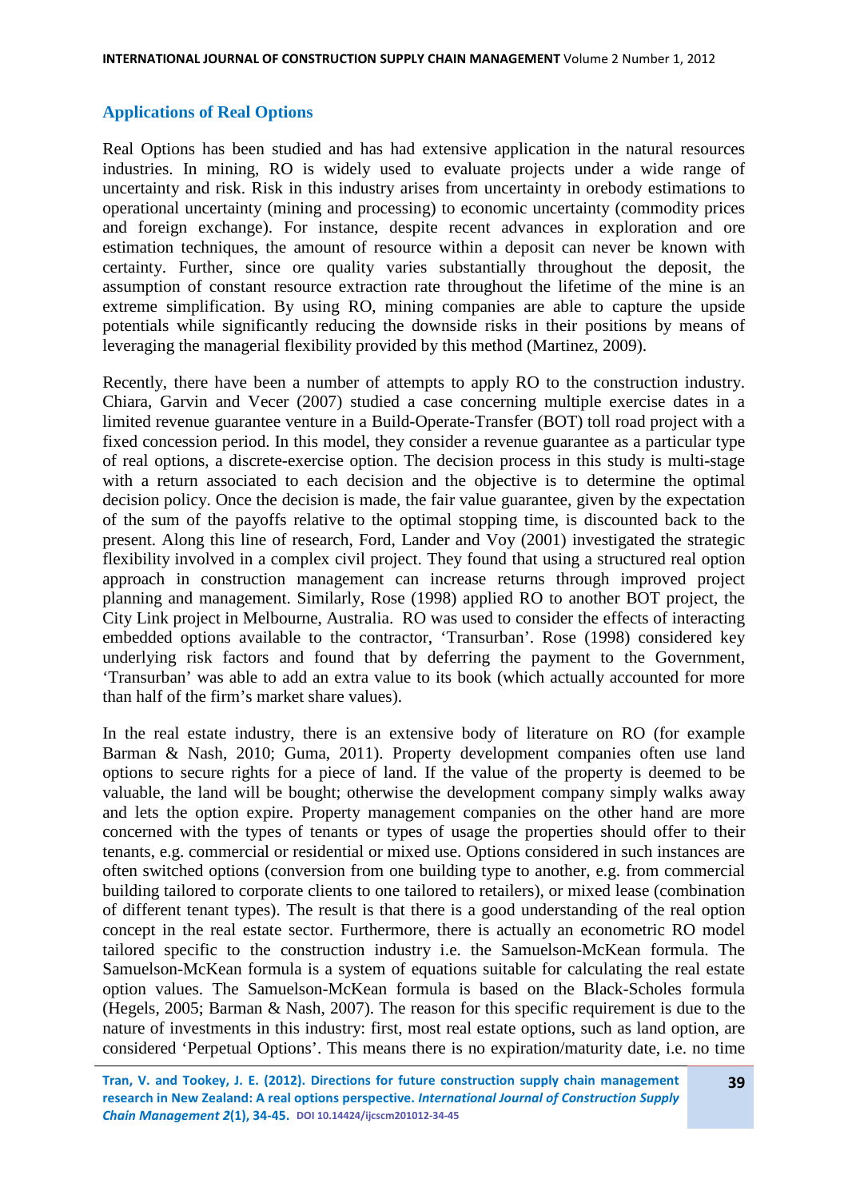## Applications of Real Options

Real Options has been studied and has had extensive application in the natural resources industries. In mining, RO is widely used to evaluate projects under a wide range of uncertainty and risk. Risk in this industry arises from uncertainty in orebody estimations to operational uncertainty (mining and processing) to economic uncertainty (commodity prices and foreign exchange). For instance, despite recent advances in exploration and ore estimation techniques, the amount of resource within a deposit can never be known with certainty. Further, since ore quality varies substantially throughout the deposit, the assumption of constant resource extraction rate throughout the lifetime of the mine is an extreme simplification. By using RO, mining companies are able to capture the upside potentials while significantly reducing the downside risks in their positions by means of leveraging the managerial flexibility provided by this method (Martinez, 2009).

Recently, there have been a number of attempts to apply RO to the construction industry. Chiara, Garvin and Vecer (2007) studied a case concerning multiple exercise dates in a limited revenue guarantee venture in a Build-Operate-Transfer (BOT) toll road project with a fixed concession period. In this model, they consider a revenue guarantee as a particular type of real options, a discrete-exercise option. The decision process in this study is multi-stage with a return associated to each decision and the objective is to determine the optimal decision policy. Once the decision is made, the fair value guarantee, given by the expectation of the sum of the payoffs relative to the optimal stopping time, is discounted back to the present. Along this line of research, Ford, Lander and Voy (2001) investigated the strategic flexibility involved in a complex civil project. They found that using a structured real option approach in construction management can increase returns through improved project planning and management. Similarly, Rose (1998) applied RO to another BOT project, the City Link project in Melbourne, Australia. RO was used to consider the effects of interacting embedded options available to the contractor, 'Transurban'. Rose (1998) considered key underlying risk factors and found that by deferring the payment to the Government, 'Transurban' was able to add an extra value to its book (which actually accounted for more than half of the firm's market share values).

In the real estate industry, there is an extensive body of literature on RO (for example Barman & Nash, 2010; Guma, 2011). Property development companies often use land options to secure rights for a piece of land. If the value of the property is deemed to be valuable, the land will be bought; otherwise the development company simply walks away and lets the option expire. Property management companies on the other hand are more concerned with the types of tenants or types of usage the properties should offer to their tenants, e.g. commercial or residential or mixed use. Options considered in such instances are often switched options (conversion from one building type to another, e.g. from commercial building tailored to corporate clients to one tailored to retailers), or mixed lease (combination of different tenant types). The result is that there is a good understanding of the real option concept in the real estate sector. Furthermore, there is actually an econometric RO model tailored specific to the construction industry i.e. the Samuelson-McKean formula. The Samuelson-McKean formula is a system of equations suitable for calculating the real estate option values. The Samuelson-McKean formula is based on the Black-Scholes formula (Hegels, 2005; Barman & Nash, 2007). The reason for this specific requirement is due to the nature of investments in this industry: first, most real estate options, such as land option, are considered 'Perpetual Options'. This means there is no expiration/maturity date, i.e. no time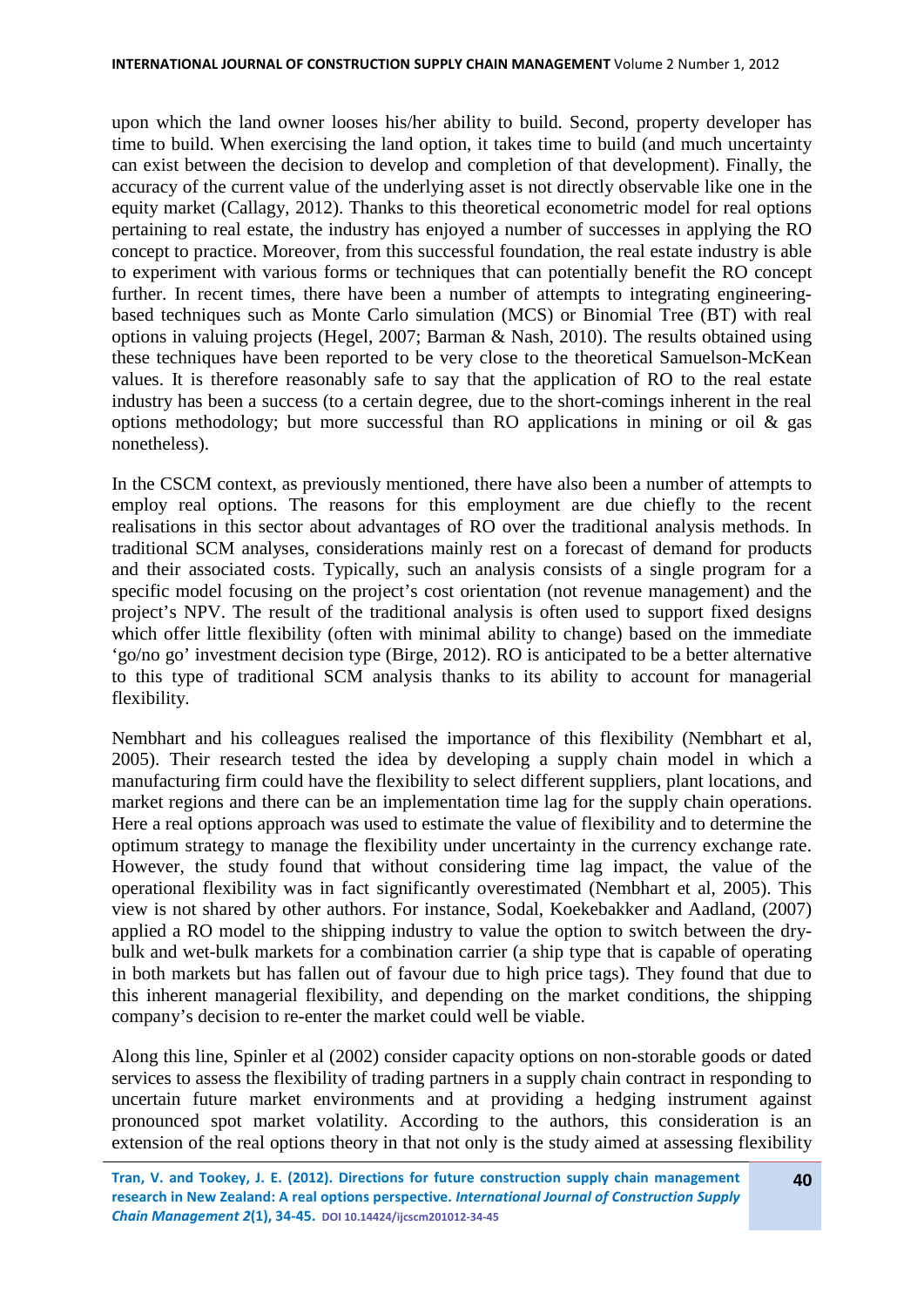upon which the land owner looses his/her ability to build. Second, property developer has time to build. When exercising the land option, it takes time to build (and much uncertainty can exist between the decision to develop and completion of that development). Finally, the accuracy of the current value of the underlying asset is not directly observable like one in the equity market (Callagy, 2012). Thanks to this theoretical econometric model for real options pertaining to real estate, the industry has enjoyed a number of successes in applying the RO concept to practice. Moreover, from this successful foundation, the real estate industry is able to experiment with various forms or techniques that can potentially benefit the RO concept further. In recent times, there have been a number of attempts to integrating engineering-based techniques such as Monte Carlo simulation (MCS) or Binomial Tree (BT) with real options in valuing projects (Hegel, 2007; Barman & Nash, 2010). The results obtained using these techniques have been reported to be very close to the theoretical Samuelson-McKean values. It is therefore reasonably safe to say that the application of RO to the real estate industry has been a success (to a certain degree, due to the short-comings inherent in the real options methodology; but more successful than RO applications in mining or oil & gas nonetheless).

In the CSCM context, as previously mentioned, there have also been a number of attempts to employ real options. The reasons for this employment are due chiefly to the recent realisations in this sector about advantages of RO over the traditional analysis methods. In traditional SCM analyses, considerations mainly rest on a forecast of demand for products and their associated costs. Typically, such an analysis consists of a single program for a specific model focusing on the project's cost orientation (not revenue management) and the project's NPV. The result of the traditional analysis is often used to support fixed designs which offer little flexibility (often with minimal ability to change) based on the immediate 'go/no go' investment decision type (Birge, 2012). RO is anticipated to be a better alternative to this type of traditional SCM analysis thanks to its ability to account for managerial flexibility.

Nembhart and his colleagues realised the importance of this flexibility (Nembhart et al, 2005). Their research tested the idea by developing a supply chain model in which a manufacturing firm could have the flexibility to select different suppliers, plant locations, and market regions and there can be an implementation time lag for the supply chain operations. Here a real options approach was used to estimate the value of flexibility and to determine the optimum strategy to manage the flexibility under uncertainty in the currency exchange rate. However, the study found that without considering time lag impact, the value of the operational flexibility was in fact significantly overestimated (Nembhart et al, 2005). This view is not shared by other authors. For instance, Sodal, Koekebakker and Aadland, (2007) applied a RO model to the shipping industry to value the option to switch between the dry-bulk and wet-bulk markets for a combination carrier (a ship type that is capable of operating in both markets but has fallen out of favour due to high price tags). They found that due to this inherent managerial flexibility, and depending on the market conditions, the shipping company's decision to re-enter the market could well be viable.

Along this line, Spinler et al (2002) consider capacity options on non-storable goods or dated services to assess the flexibility of trading partners in a supply chain contract in responding to uncertain future market environments and at providing a hedging instrument against pronounced spot market volatility. According to the authors, this consideration is an extension of the real options theory in that not only is the study aimed at assessing flexibility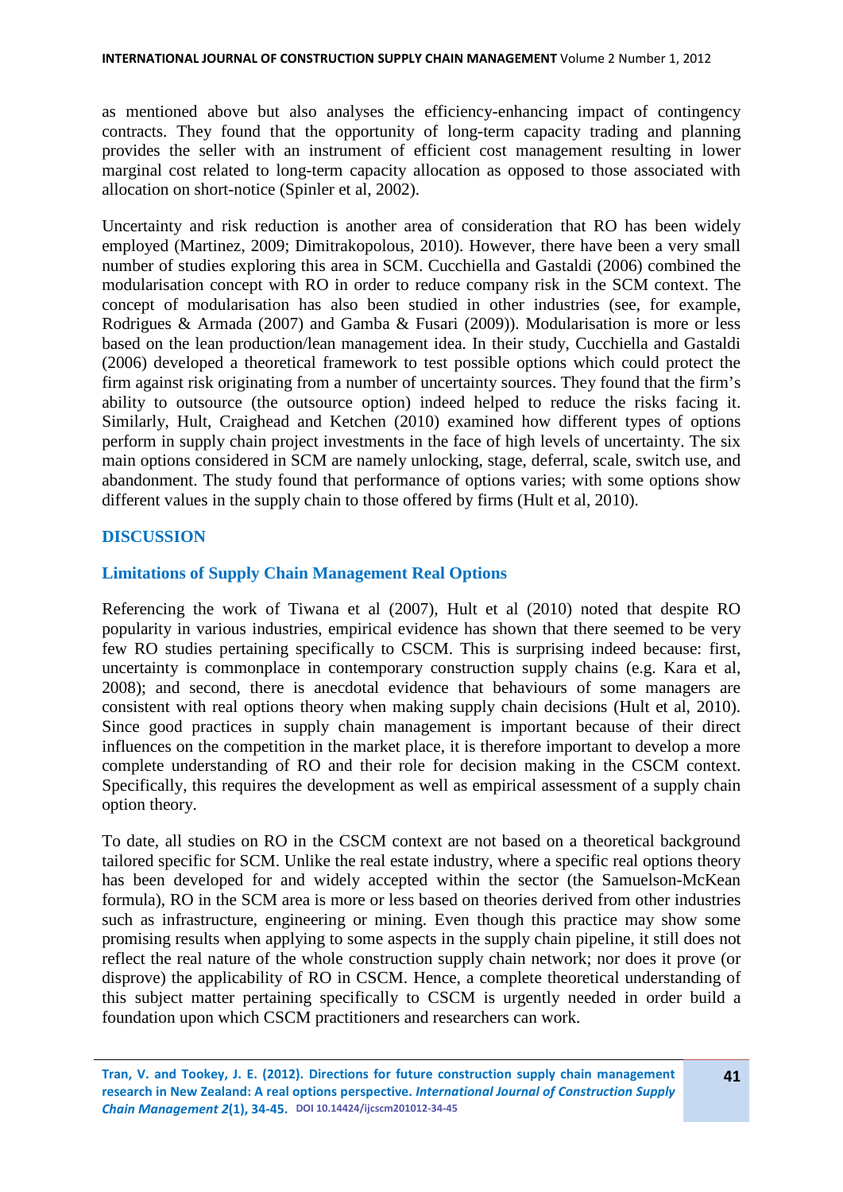as mentioned above but also analyses the efficiency-enhancing impact of contingency contracts. They found that the opportunity of long-term capacity trading and planning provides the seller with an instrument of efficient cost management resulting in lower marginal cost related to long-term capacity allocation as opposed to those associated with allocation on short-notice (Spinler et al, 2002).

Uncertainty and risk reduction is another area of consideration that RO has been widely employed (Martinez, 2009; Dimitrakopolous, 2010). However, there have been a very small number of studies exploring this area in SCM. Cucchiella and Gastaldi (2006) combined the modularisation concept with RO in order to reduce company risk in the SCM context. The concept of modularisation has also been studied in other industries (see, for example, Rodrigues & Armada (2007) and Gamba & Fusari (2009)). Modularisation is more or less based on the lean production/lean management idea. In their study, Cucchiella and Gastaldi (2006) developed a theoretical framework to test possible options which could protect the firm against risk originating from a number of uncertainty sources. They found that the firm's ability to outsource (the outsource option) indeed helped to reduce the risks facing it. Similarly, Hult, Craighead and Ketchen (2010) examined how different types of options perform in supply chain project investments in the face of high levels of uncertainty. The six main options considered in SCM are namely unlocking, stage, deferral, scale, switch use, and abandonment. The study found that performance of options varies; with some options show different values in the supply chain to those offered by firms (Hult et al, 2010).

## DISCUSSION

### Limitations of Supply Chain Management Real Options

Referencing the work of Tiwana et al (2007), Hult et al (2010) noted that despite RO popularity in various industries, empirical evidence has shown that there seemed to be very few RO studies pertaining specifically to CSCM. This is surprising indeed because: first, uncertainty is commonplace in contemporary construction supply chains (e.g. Kara et al, 2008); and second, there is anecdotal evidence that behaviours of some managers are consistent with real options theory when making supply chain decisions (Hult et al, 2010). Since good practices in supply chain management is important because of their direct influences on the competition in the market place, it is therefore important to develop a more complete understanding of RO and their role for decision making in the CSCM context. Specifically, this requires the development as well as empirical assessment of a supply chain option theory.

To date, all studies on RO in the CSCM context are not based on a theoretical background tailored specific for SCM. Unlike the real estate industry, where a specific real options theory has been developed for and widely accepted within the sector (the Samuelson-McKean formula), RO in the SCM area is more or less based on theories derived from other industries such as infrastructure, engineering or mining. Even though this practice may show some promising results when applying to some aspects in the supply chain pipeline, it still does not reflect the real nature of the whole construction supply chain network; nor does it prove (or disprove) the applicability of RO in CSCM. Hence, a complete theoretical understanding of this subject matter pertaining specifically to CSCM is urgently needed in order build a foundation upon which CSCM practitioners and researchers can work.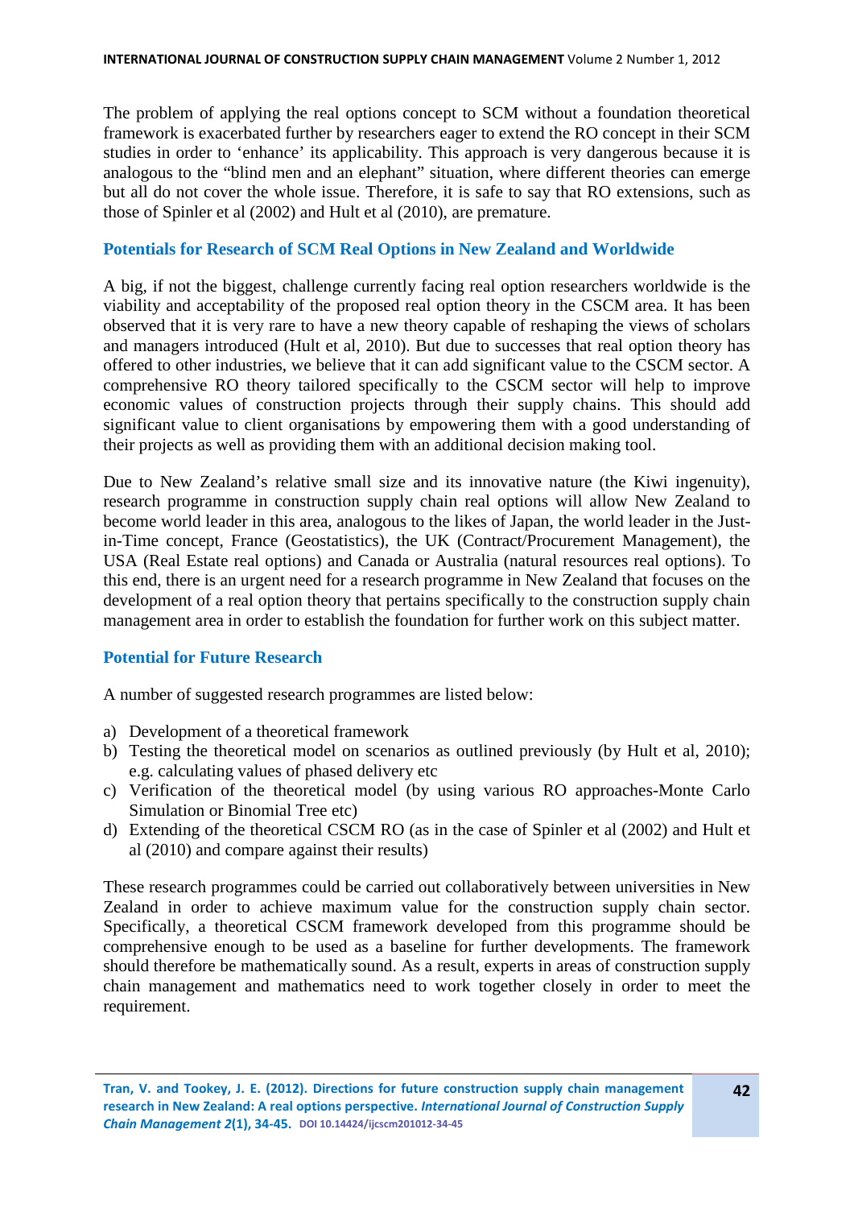The problem of applying the real options concept to SCM without a foundation theoretical framework is exacerbated further by researchers eager to extend the RO concept in their SCM studies in order to 'enhance' its applicability. This approach is very dangerous because it is analogous to the "blind men and an elephant" situation, where different theories can emerge but all do not cover the whole issue. Therefore, it is safe to say that RO extensions, such as those of Spinler et al (2002) and Hult et al (2010), are premature.

## Potentials for Research of SCM Real Options in New Zealand and Worldwide

A big, if not the biggest, challenge currently facing real option researchers worldwide is the viability and acceptability of the proposed real option theory in the CSCM area. It has been observed that it is very rare to have a new theory capable of reshaping the views of scholars and managers introduced (Hult et al, 2010). But due to successes that real option theory has offered to other industries, we believe that it can add significant value to the CSCM sector. A comprehensive RO theory tailored specifically to the CSCM sector will help to improve economic values of construction projects through their supply chains. This should add significant value to client organisations by empowering them with a good understanding of their projects as well as providing them with an additional decision making tool.

Due to New Zealand's relative small size and its innovative nature (the Kiwi ingenuity), research programme in construction supply chain real options will allow New Zealand to become world leader in this area, analogous to the likes of Japan, the world leader in the Just-in-Time concept, France (Geostatistics), the UK (Contract/Procurement Management), the USA (Real Estate real options) and Canada or Australia (natural resources real options). To this end, there is an urgent need for a research programme in New Zealand that focuses on the development of a real option theory that pertains specifically to the construction supply chain management area in order to establish the foundation for further work on this subject matter.

## Potential for Future Research

A number of suggested research programmes are listed below:

a) Development of a theoretical framework
b) Testing the theoretical model on scenarios as outlined previously (by Hult et al, 2010); e.g. calculating values of phased delivery etc
c) Verification of the theoretical model (by using various RO approaches-Monte Carlo Simulation or Binomial Tree etc)
d) Extending of the theoretical CSCM RO (as in the case of Spinler et al (2002) and Hult et al (2010) and compare against their results)

These research programmes could be carried out collaboratively between universities in New Zealand in order to achieve maximum value for the construction supply chain sector. Specifically, a theoretical CSCM framework developed from this programme should be comprehensive enough to be used as a baseline for further developments. The framework should therefore be mathematically sound. As a result, experts in areas of construction supply chain management and mathematics need to work together closely in order to meet the requirement.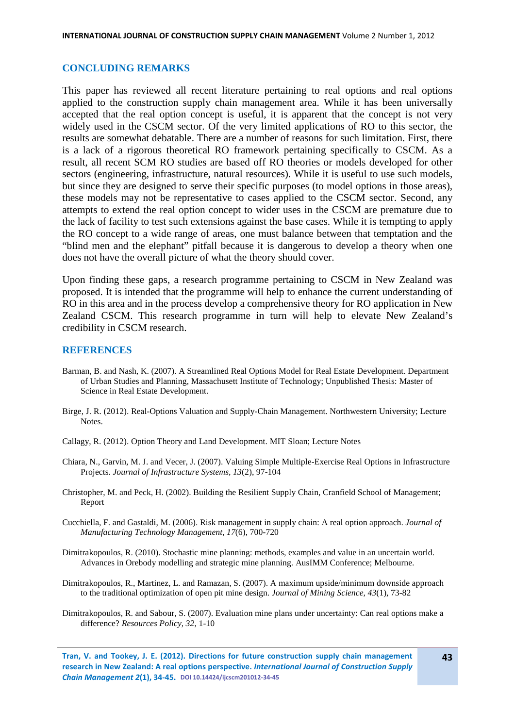## CONCLUDING REMARKS

This paper has reviewed all recent literature pertaining to real options and real options applied to the construction supply chain management area. While it has been universally accepted that the real option concept is useful, it is apparent that the concept is not very widely used in the CSCM sector. Of the very limited applications of RO to this sector, the results are somewhat debatable. There are a number of reasons for such limitation. First, there is a lack of a rigorous theoretical RO framework pertaining specifically to CSCM. As a result, all recent SCM RO studies are based off RO theories or models developed for other sectors (engineering, infrastructure, natural resources). While it is useful to use such models, but since they are designed to serve their specific purposes (to model options in those areas), these models may not be representative to cases applied to the CSCM sector. Second, any attempts to extend the real option concept to wider uses in the CSCM are premature due to the lack of facility to test such extensions against the base cases. While it is tempting to apply the RO concept to a wide range of areas, one must balance between that temptation and the "blind men and the elephant" pitfall because it is dangerous to develop a theory when one does not have the overall picture of what the theory should cover.

Upon finding these gaps, a research programme pertaining to CSCM in New Zealand was proposed. It is intended that the programme will help to enhance the current understanding of RO in this area and in the process develop a comprehensive theory for RO application in New Zealand CSCM. This research programme in turn will help to elevate New Zealand's credibility in CSCM research.

## REFERENCES

Barman, B. and Nash, K. (2007). A Streamlined Real Options Model for Real Estate Development. Department of Urban Studies and Planning, Massachusett Institute of Technology; Unpublished Thesis: Master of Science in Real Estate Development.

Birge, J. R. (2012). Real-Options Valuation and Supply-Chain Management. Northwestern University; Lecture Notes.

Callagy, R. (2012). Option Theory and Land Development. MIT Sloan; Lecture Notes

Chiara, N., Garvin, M. J. and Vecer, J. (2007). Valuing Simple Multiple-Exercise Real Options in Infrastructure Projects. *Journal of Infrastructure Systems, 13*(2), 97-104

Christopher, M. and Peck, H. (2002). Building the Resilient Supply Chain, Cranfield School of Management; Report

Cucchiella, F. and Gastaldi, M. (2006). Risk management in supply chain: A real option approach. *Journal of Manufacturing Technology Management, 17*(6), 700-720

Dimitrakopoulos, R. (2010). Stochastic mine planning: methods, examples and value in an uncertain world. Advances in Orebody modelling and strategic mine planning. AusIMM Conference; Melbourne.

Dimitrakopoulos, R., Martinez, L. and Ramazan, S. (2007). A maximum upside/minimum downside approach to the traditional optimization of open pit mine design. *Journal of Mining Science, 43*(1), 73-82

Dimitrakopoulos, R. and Sabour, S. (2007). Evaluation mine plans under uncertainty: Can real options make a difference? *Resources Policy, 32*, 1-10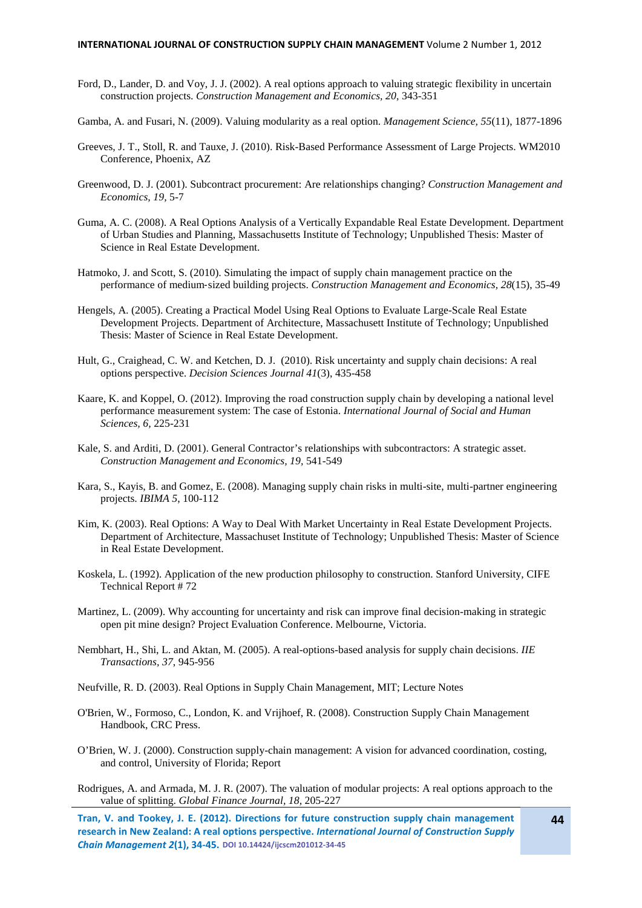Ford, D., Lander, D. and Voy, J. J. (2002). A real options approach to valuing strategic flexibility in uncertain construction projects. *Construction Management and Economics, 20,* 343-351

Gamba, A. and Fusari, N. (2009). Valuing modularity as a real option. *Management Science, 55*(11), 1877-1896

Greeves, J. T., Stoll, R. and Tauxe, J. (2010). Risk-Based Performance Assessment of Large Projects. WM2010 Conference, Phoenix, AZ

Greenwood, D. J. (2001). Subcontract procurement: Are relationships changing? *Construction Management and Economics, 19,* 5-7

Guma, A. C. (2008). A Real Options Analysis of a Vertically Expandable Real Estate Development. Department of Urban Studies and Planning, Massachusetts Institute of Technology; Unpublished Thesis: Master of Science in Real Estate Development.

Hatmoko, J. and Scott, S. (2010). Simulating the impact of supply chain management practice on the performance of medium-sized building projects. *Construction Management and Economics, 28*(15), 35-49

Hengels, A. (2005). Creating a Practical Model Using Real Options to Evaluate Large-Scale Real Estate Development Projects. Department of Architecture, Massachusett Institute of Technology; Unpublished Thesis: Master of Science in Real Estate Development.

Hult, G., Craighead, C. W. and Ketchen, D. J. (2010). Risk uncertainty and supply chain decisions: A real options perspective. *Decision Sciences Journal 41*(3), 435-458

Kaare, K. and Koppel, O. (2012). Improving the road construction supply chain by developing a national level performance measurement system: The case of Estonia. *International Journal of Social and Human Sciences, 6,* 225-231

Kale, S. and Arditi, D. (2001). General Contractor's relationships with subcontractors: A strategic asset. *Construction Management and Economics, 19,* 541-549

Kara, S., Kayis, B. and Gomez, E. (2008). Managing supply chain risks in multi-site, multi-partner engineering projects. *IBIMA 5,* 100-112

Kim, K. (2003). Real Options: A Way to Deal With Market Uncertainty in Real Estate Development Projects. Department of Architecture, Massachuset Institute of Technology; Unpublished Thesis: Master of Science in Real Estate Development.

Koskela, L. (1992). Application of the new production philosophy to construction. Stanford University, CIFE Technical Report # 72

Martinez, L. (2009). Why accounting for uncertainty and risk can improve final decision-making in strategic open pit mine design? Project Evaluation Conference. Melbourne, Victoria.

Nembhart, H., Shi, L. and Aktan, M. (2005). A real-options-based analysis for supply chain decisions. *IIE Transactions, 37,* 945-956

Neufville, R. D. (2003). Real Options in Supply Chain Management, MIT; Lecture Notes

O'Brien, W., Formoso, C., London, K. and Vrijhoef, R. (2008). Construction Supply Chain Management Handbook, CRC Press.

O'Brien, W. J. (2000). Construction supply-chain management: A vision for advanced coordination, costing, and control, University of Florida; Report

Rodrigues, A. and Armada, M. J. R. (2007). The valuation of modular projects: A real options approach to the value of splitting. *Global Finance Journal, 18,* 205-227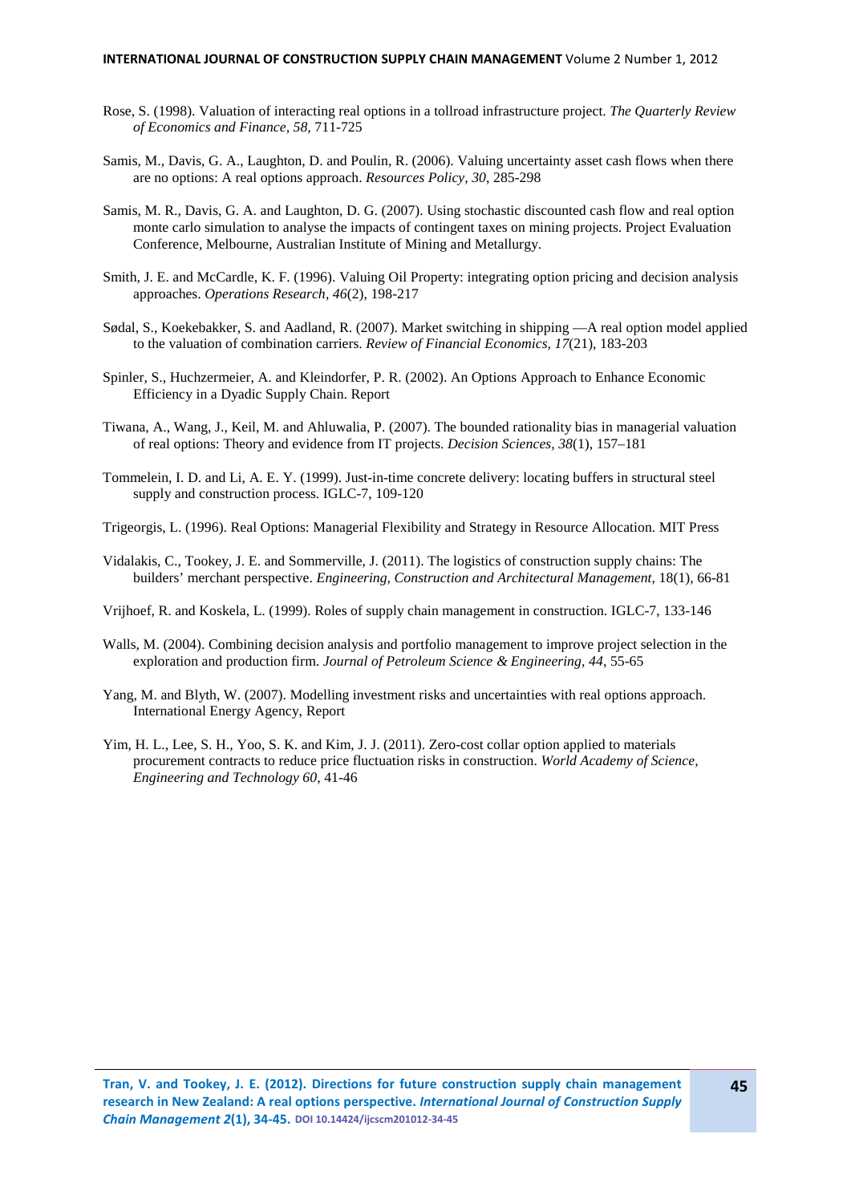Rose, S. (1998). Valuation of interacting real options in a tollroad infrastructure project. *The Quarterly Review of Economics and Finance, 58*, 711-725

Samis, M., Davis, G. A., Laughton, D. and Poulin, R. (2006). Valuing uncertainty asset cash flows when there are no options: A real options approach. *Resources Policy, 30*, 285-298

Samis, M. R., Davis, G. A. and Laughton, D. G. (2007). Using stochastic discounted cash flow and real option monte carlo simulation to analyse the impacts of contingent taxes on mining projects. Project Evaluation Conference, Melbourne, Australian Institute of Mining and Metallurgy.

Smith, J. E. and McCardle, K. F. (1996). Valuing Oil Property: integrating option pricing and decision analysis approaches. *Operations Research, 46*(2), 198-217

Sødal, S., Koekebakker, S. and Aadland, R. (2007). Market switching in shipping —A real option model applied to the valuation of combination carriers. *Review of Financial Economics, 17*(21), 183-203

Spinler, S., Huchzermeier, A. and Kleindorfer, P. R. (2002). An Options Approach to Enhance Economic Efficiency in a Dyadic Supply Chain. Report

Tiwana, A., Wang, J., Keil, M. and Ahluwalia, P. (2007). The bounded rationality bias in managerial valuation of real options: Theory and evidence from IT projects. *Decision Sciences, 38*(1), 157–181

Tommelein, I. D. and Li, A. E. Y. (1999). Just-in-time concrete delivery: locating buffers in structural steel supply and construction process. IGLC-7, 109-120

Trigeorgis, L. (1996). Real Options: Managerial Flexibility and Strategy in Resource Allocation. MIT Press

Vidalakis, C., Tookey, J. E. and Sommerville, J. (2011). The logistics of construction supply chains: The builders' merchant perspective. *Engineering, Construction and Architectural Management*, 18(1), 66-81

Vrijhoef, R. and Koskela, L. (1999). Roles of supply chain management in construction. IGLC-7, 133-146

Walls, M. (2004). Combining decision analysis and portfolio management to improve project selection in the exploration and production firm. *Journal of Petroleum Science & Engineering, 44*, 55-65

Yang, M. and Blyth, W. (2007). Modelling investment risks and uncertainties with real options approach. International Energy Agency, Report

Yim, H. L., Lee, S. H., Yoo, S. K. and Kim, J. J. (2011). Zero-cost collar option applied to materials procurement contracts to reduce price fluctuation risks in construction. *World Academy of Science, Engineering and Technology 60*, 41-46